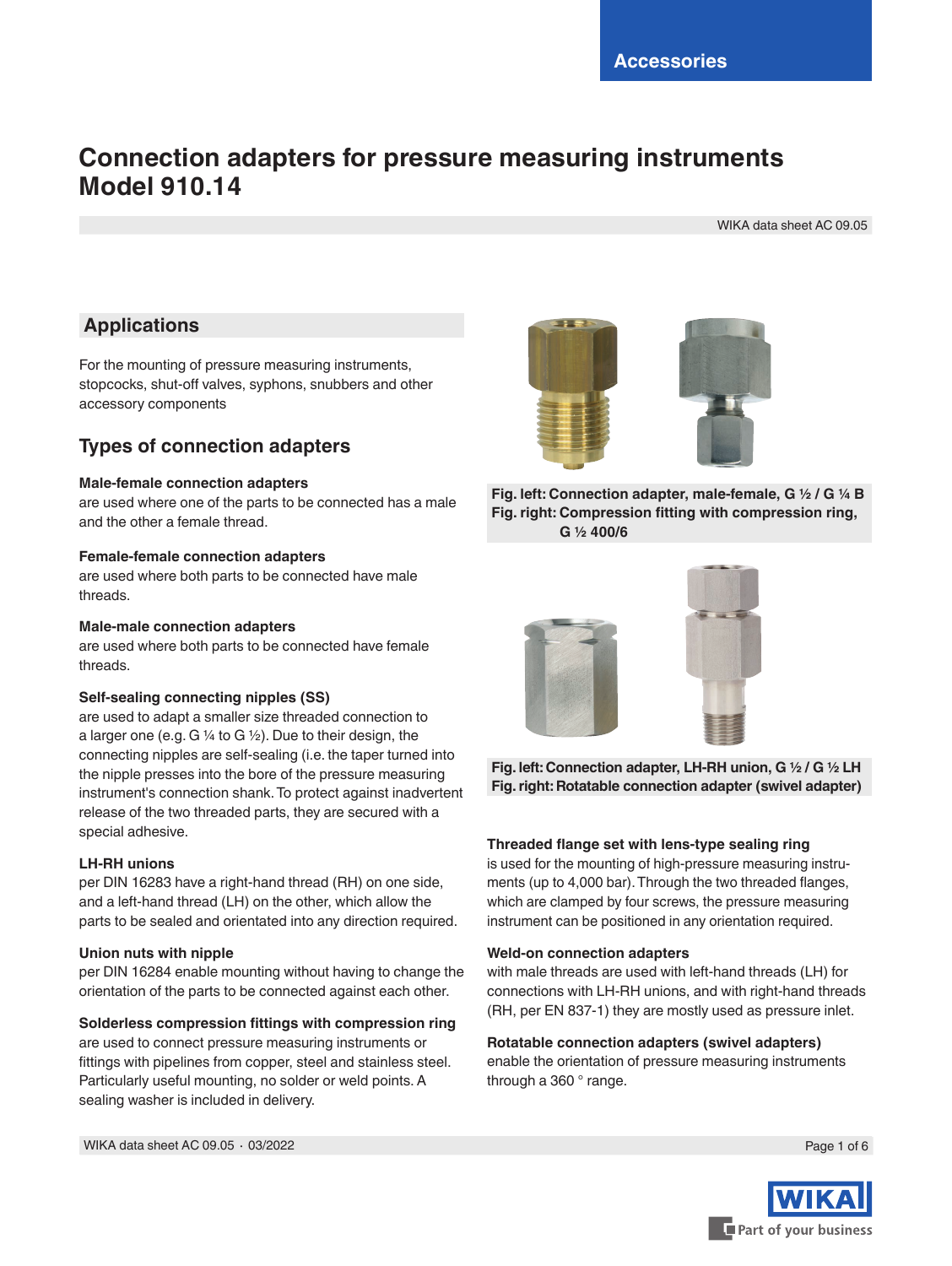Accessories

# Connection adapters for pressure measuring instruments Model 910.14

WIKA data sheet AC 09.05

## Applications

For the mounting of pressure measuring instruments, stopcocks, shut-off valves, syphons, snubbers and other accessory components

## Types of connection adapters

**Male-female connection adapters**
are used where one of the parts to be connected has a male and the other a female thread.

**Female-female connection adapters**
are used where both parts to be connected have male threads.

**Male-male connection adapters**
are used where both parts to be connected have female threads.

**Self-sealing connecting nipples (SS)**
are used to adapt a smaller size threaded connection to a larger one (e.g. G ¼ to G ½). Due to their design, the connecting nipples are self-sealing (i.e. the taper turned into the nipple presses into the bore of the pressure measuring instrument's connection shank. To protect against inadvertent release of the two threaded parts, they are secured with a special adhesive.

**LH-RH unions**
per DIN 16283 have a right-hand thread (RH) on one side, and a left-hand thread (LH) on the other, which allow the parts to be sealed and orientated into any direction required.

**Union nuts with nipple**
per DIN 16284 enable mounting without having to change the orientation of the parts to be connected against each other.

**Solderless compression fittings with compression ring**
are used to connect pressure measuring instruments or fittings with pipelines from copper, steel and stainless steel. Particularly useful mounting, no solder or weld points. A sealing washer is included in delivery.

**Fig. left: Connection adapter, male-female, G ½ / G ¼ B**
**Fig. right: Compression fitting with compression ring, G ½ 400/6**

**Fig. left: Connection adapter, LH-RH union, G ½ / G ½ LH**
**Fig. right: Rotatable connection adapter (swivel adapter)**

**Threaded flange set with lens-type sealing ring**
is used for the mounting of high-pressure measuring instruments (up to 4,000 bar). Through the two threaded flanges, which are clamped by four screws, the pressure measuring instrument can be positioned in any orientation required.

**Weld-on connection adapters**
with male threads are used with left-hand threads (LH) for connections with LH-RH unions, and with right-hand threads (RH, per EN 837-1) they are mostly used as pressure inlet.

**Rotatable connection adapters (swivel adapters)**
enable the orientation of pressure measuring instruments through a 360 ° range.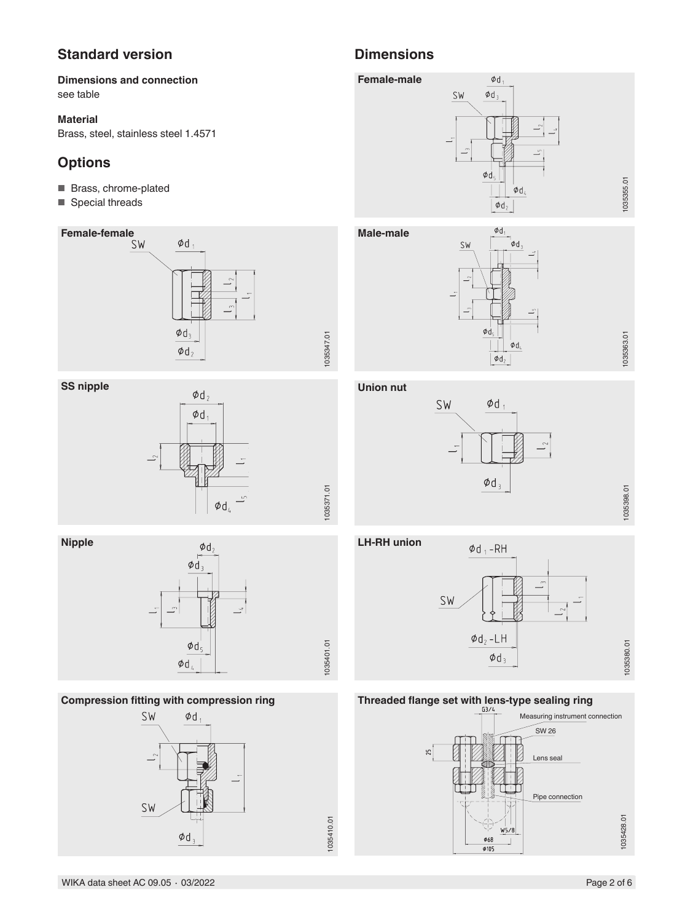## Standard version

**Dimensions and connection**
see table

**Material**
Brass, steel, stainless steel 1.4571

## Options

- Brass, chrome-plated
- Special threads

**Female-female**

SW, $\phi d_1$, $l_2$, $l_1$, $l_3$, $\phi d_3$, $\phi d_2$

1035347.01

**SS nipple**

$\phi d_2$, $\phi d_1$, $l_2$, $l_1$, $\phi d_4$, $l_5$

1035371.01

**Nipple**

$\phi d_2$, $\phi d_3$, $l_1$, $l_3$, $l_4$, $\phi d_5$, $\phi d_4$

1035401.01

**Compression fitting with compression ring**

SW, $\phi d_1$, $l_2$, $l_1$, SW, $\phi d_3$

1035410.01

## Dimensions

**Female-male**

$\phi d_1$, SW, $\phi d_3$, $l_2$, $l_4$, $l_1$, $l_3$, $l_5$, $\phi d_5$, $\phi d_4$, $\phi d_2$

1035355.01

**Male-male**

$\phi d_1$, SW, $\phi d_3$, $l_4$, $l_2$, $l_1$, $l_3$, $l_5$, $\phi d_5$, $\phi d_4$, $\phi d_2$

1035363.01

**Union nut**

SW, $\phi d_1$, $l_1$, $l_2$, $\phi d_3$

1035398.01

**LH-RH union**

$\phi d_1$-RH, SW, $l_3$, $l_2$, $l_1$, $\phi d_2$-LH, $\phi d_3$

1035380.01

**Threaded flange set with lens-type sealing ring**

G3/4, Measuring instrument connection, SW 26, 25, Lens seal, Pipe connection, W5/8, ϕ68, ϕ105

1035428.01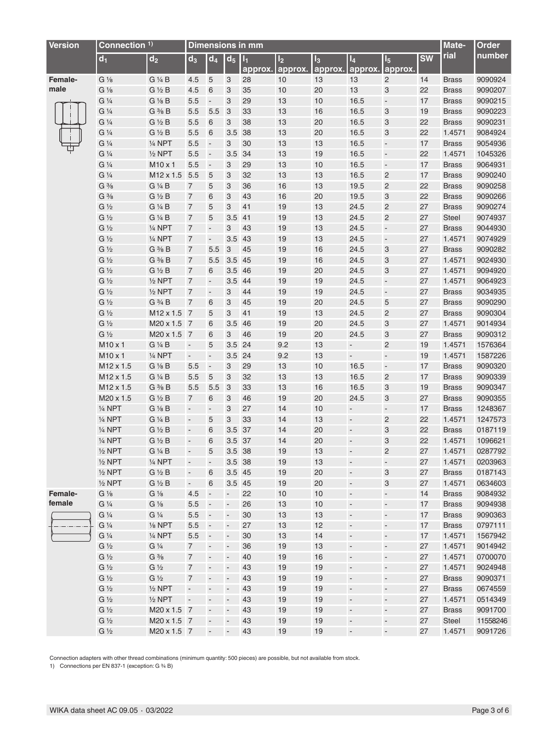| Version | Connection 1) | | Dimensions in mm | | | | | | | | | Mate-rial | Order number |
|---|---|---|---|---|---|---|---|---|---|---|---|---|---|
| | $d_1$ | $d_2$ | $d_3$ | $d_4$ | $d_5$ | $l_1$ approx. | $l_2$ approx. | $l_3$ approx. | $l_4$ approx. | $l_5$ approx. | SW | | |
| Female-male | G ⅛ | G ¼ B | 4.5 | 5 | 3 | 28 | 10 | 13 | 13 | 2 | 14 | Brass | 9090924 |
| | G ⅛ | G ½ B | 4.5 | 6 | 3 | 35 | 10 | 20 | 13 | 3 | 22 | Brass | 9090207 |
| | G ¼ | G ⅛ B | 5.5 | - | 3 | 29 | 13 | 10 | 16.5 | - | 17 | Brass | 9090215 |
| | G ¼ | G ⅜ B | 5.5 | 5.5 | 3 | 33 | 13 | 16 | 16.5 | 3 | 19 | Brass | 9090223 |
| | G ¼ | G ½ B | 5.5 | 6 | 3 | 38 | 13 | 20 | 16.5 | 3 | 22 | Brass | 9090231 |
| | G ¼ | G ½ B | 5.5 | 6 | 3.5 | 38 | 13 | 20 | 16.5 | 3 | 22 | 1.4571 | 9084924 |
| | G ¼ | ¼ NPT | 5.5 | - | 3 | 30 | 13 | 13 | 16.5 | - | 17 | Brass | 9054936 |
| | G ¼ | ½ NPT | 5.5 | - | 3.5 | 34 | 13 | 19 | 16.5 | - | 22 | 1.4571 | 1045326 |
| | G ¼ | M10 x 1 | 5.5 | - | 3 | 29 | 13 | 10 | 16.5 | - | 17 | Brass | 9064931 |
| | G ¼ | M12 x 1.5 | 5.5 | 5 | 3 | 32 | 13 | 13 | 16.5 | 2 | 17 | Brass | 9090240 |
| | G ⅜ | G ¼ B | 7 | 5 | 3 | 36 | 16 | 13 | 19.5 | 2 | 22 | Brass | 9090258 |
| | G ⅜ | G ½ B | 7 | 6 | 3 | 43 | 16 | 20 | 19.5 | 3 | 22 | Brass | 9090266 |
| | G ½ | G ¼ B | 7 | 5 | 3 | 41 | 19 | 13 | 24.5 | 2 | 27 | Brass | 9090274 |
| | G ½ | G ¼ B | 7 | 5 | 3.5 | 41 | 19 | 13 | 24.5 | 2 | 27 | Steel | 9074937 |
| | G ½ | ¼ NPT | 7 | - | 3 | 43 | 19 | 13 | 24.5 | - | 27 | Brass | 9044930 |
| | G ½ | ¼ NPT | 7 | - | 3.5 | 43 | 19 | 13 | 24.5 | - | 27 | 1.4571 | 9074929 |
| | G ½ | G ⅜ B | 7 | 5.5 | 3 | 45 | 19 | 16 | 24.5 | 3 | 27 | Brass | 9090282 |
| | G ½ | G ⅜ B | 7 | 5.5 | 3.5 | 45 | 19 | 16 | 24.5 | 3 | 27 | 1.4571 | 9024930 |
| | G ½ | G ½ B | 7 | 6 | 3.5 | 46 | 19 | 20 | 24.5 | 3 | 27 | 1.4571 | 9094920 |
| | G ½ | ½ NPT | 7 | - | 3.5 | 44 | 19 | 19 | 24.5 | - | 27 | 1.4571 | 9064923 |
| | G ½ | ½ NPT | 7 | - | 3 | 44 | 19 | 19 | 24.5 | - | 27 | Brass | 9034935 |
| | G ½ | G ¾ B | 7 | 6 | 3 | 45 | 19 | 20 | 24.5 | 5 | 27 | Brass | 9090290 |
| | G ½ | M12 x 1.5 | 7 | 5 | 3 | 41 | 19 | 13 | 24.5 | 2 | 27 | Brass | 9090304 |
| | G ½ | M20 x 1.5 | 7 | 6 | 3.5 | 46 | 19 | 20 | 24.5 | 3 | 27 | 1.4571 | 9014934 |
| | G ½ | M20 x 1.5 | 7 | 6 | 3 | 46 | 19 | 20 | 24.5 | 3 | 27 | Brass | 9090312 |
| | M10 x 1 | G ¼ B | - | 5 | 3.5 | 24 | 9.2 | 13 | - | 2 | 19 | 1.4571 | 1576364 |
| | M10 x 1 | ¼ NPT | - | - | 3.5 | 24 | 9.2 | 13 | - | - | 19 | 1.4571 | 1587226 |
| | M12 x 1.5 | G ⅛ B | 5.5 | - | 3 | 29 | 13 | 10 | 16.5 | - | 17 | Brass | 9090320 |
| | M12 x 1.5 | G ¼ B | 5.5 | 5 | 3 | 32 | 13 | 13 | 16.5 | 2 | 17 | Brass | 9090339 |
| | M12 x 1.5 | G ⅜ B | 5.5 | 5.5 | 3 | 33 | 13 | 16 | 16.5 | 3 | 19 | Brass | 9090347 |
| | M20 x 1.5 | G ½ B | 7 | 6 | 3 | 46 | 19 | 20 | 24.5 | 3 | 27 | Brass | 9090355 |
| | ¼ NPT | G ⅛ B | - | - | 3 | 27 | 14 | 10 | - | - | 17 | Brass | 1248367 |
| | ¼ NPT | G ¼ B | - | 5 | 3 | 33 | 14 | 13 | - | 2 | 22 | 1.4571 | 1247573 |
| | ¼ NPT | G ½ B | - | 6 | 3.5 | 37 | 14 | 20 | - | 3 | 22 | Brass | 0187119 |
| | ¼ NPT | G ½ B | - | 6 | 3.5 | 37 | 14 | 20 | - | 3 | 22 | 1.4571 | 1096621 |
| | ½ NPT | G ¼ B | - | 5 | 3.5 | 38 | 19 | 13 | - | 2 | 27 | 1.4571 | 0287792 |
| | ½ NPT | ¼ NPT | - | - | 3.5 | 38 | 19 | 13 | - | - | 27 | 1.4571 | 0203963 |
| | ½ NPT | G ½ B | - | 6 | 3.5 | 45 | 19 | 20 | - | 3 | 27 | Brass | 0187143 |
| | ½ NPT | G ½ B | - | 6 | 3.5 | 45 | 19 | 20 | - | 3 | 27 | 1.4571 | 0634603 |
| Female-female | G ⅛ | G ⅛ | 4.5 | - | - | 22 | 10 | 10 | - | - | 14 | Brass | 9084932 |
| | G ¼ | G ⅛ | 5.5 | - | - | 26 | 13 | 10 | - | - | 17 | Brass | 9094938 |
| | G ¼ | G ¼ | 5.5 | - | - | 30 | 13 | 13 | - | - | 17 | Brass | 9090363 |
| | G ¼ | ⅛ NPT | 5.5 | - | - | 27 | 13 | 12 | - | - | 17 | Brass | 0797111 |
| | G ¼ | ¼ NPT | 5.5 | - | - | 30 | 13 | 14 | - | - | 17 | 1.4571 | 1567942 |
| | G ½ | G ¼ | 7 | - | - | 36 | 19 | 13 | - | - | 27 | 1.4571 | 9014942 |
| | G ½ | G ⅜ | 7 | - | - | 40 | 19 | 16 | - | - | 27 | 1.4571 | 0700070 |
| | G ½ | G ½ | 7 | - | - | 43 | 19 | 19 | - | - | 27 | 1.4571 | 9024948 |
| | G ½ | G ½ | 7 | - | - | 43 | 19 | 19 | - | - | 27 | Brass | 9090371 |
| | G ½ | ½ NPT | - | - | - | 43 | 19 | 19 | - | - | 27 | Brass | 0674559 |
| | G ½ | ½ NPT | - | - | - | 43 | 19 | 19 | - | - | 27 | 1.4571 | 0514349 |
| | G ½ | M20 x 1.5 | 7 | - | - | 43 | 19 | 19 | - | - | 27 | Brass | 9091700 |
| | G ½ | M20 x 1.5 | 7 | - | - | 43 | 19 | 19 | - | - | 27 | Steel | 11558246 |
| | G ½ | M20 x 1.5 | 7 | - | - | 43 | 19 | 19 | - | - | 27 | 1.4571 | 9091726 |

Connection adapters with other thread combinations (minimum quantity: 500 pieces) are possible, but not available from stock.

1) Connections per EN 837-1 (exception: G ¾ B)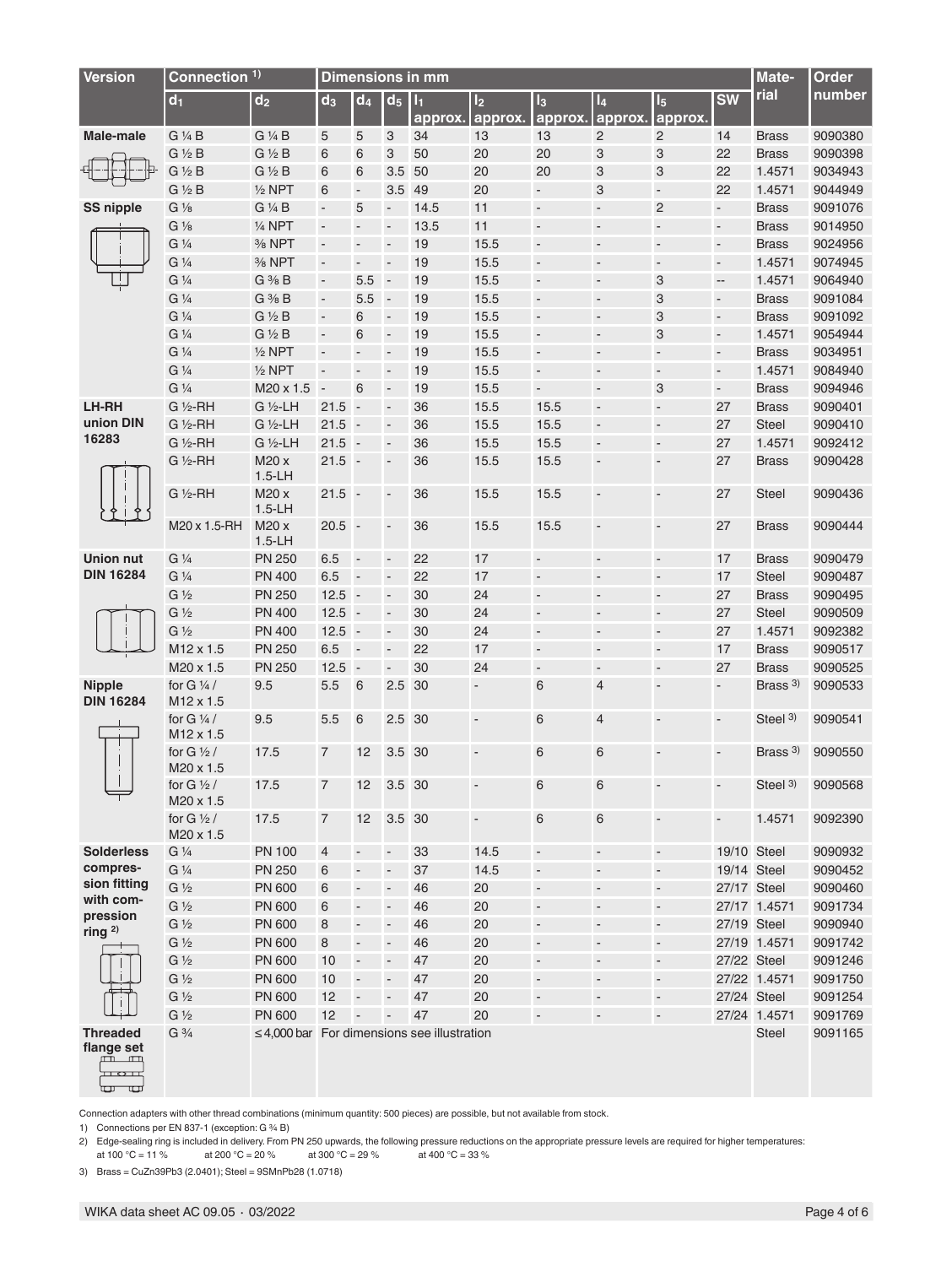| Version | Connection [1)] | | Dimensions in mm | | | | | | | | | Mate-rial | Order number |
|---|---|---|---|---|---|---|---|---|---|---|---|---|---|
| | $d_1$ | $d_2$ | $d_3$ | $d_4$ | $d_5$ | $l_1$ approx. | $l_2$ approx. | $l_3$ approx. | $l_4$ approx. | $l_5$ approx. | SW | | |
| **Male-male** | G ¼ B | G ¼ B | 5 | 5 | 3 | 34 | 13 | 13 | 2 | 2 | 14 | Brass | 9090380 |
| | G ½ B | G ½ B | 6 | 6 | 3 | 50 | 20 | 20 | 3 | 3 | 22 | Brass | 9090398 |
| | G ½ B | G ½ B | 6 | 6 | 3.5 | 50 | 20 | 20 | 3 | 3 | 22 | 1.4571 | 9034943 |
| | G ½ B | ½ NPT | 6 | - | 3.5 | 49 | 20 | - | 3 | - | 22 | 1.4571 | 9044949 |
| **SS nipple** | G ⅛ | G ¼ B | - | 5 | - | 14.5 | 11 | - | - | 2 | - | Brass | 9091076 |
| | G ⅛ | ¼ NPT | - | - | - | 13.5 | 11 | - | - | - | - | Brass | 9014950 |
| | G ¼ | ⅜ NPT | - | - | - | 19 | 15.5 | - | - | - | - | Brass | 9024956 |
| | G ¼ | ⅜ NPT | - | - | - | 19 | 15.5 | - | - | - | - | 1.4571 | 9074945 |
| | G ¼ | G ⅜ B | - | 5.5 | - | 19 | 15.5 | - | - | 3 | -- | 1.4571 | 9064940 |
| | G ¼ | G ⅜ B | - | 5.5 | - | 19 | 15.5 | - | - | 3 | - | Brass | 9091084 |
| | G ¼ | G ½ B | - | 6 | - | 19 | 15.5 | - | - | 3 | - | Brass | 9091092 |
| | G ¼ | G ½ B | - | 6 | - | 19 | 15.5 | - | - | 3 | - | 1.4571 | 9054944 |
| | G ¼ | ½ NPT | - | - | - | 19 | 15.5 | - | - | - | - | Brass | 9034951 |
| | G ¼ | ½ NPT | - | - | - | 19 | 15.5 | - | - | - | - | 1.4571 | 9084940 |
| | G ¼ | M20 x 1.5 | - | 6 | - | 19 | 15.5 | - | - | 3 | - | Brass | 9094946 |
| **LH-RH union DIN 16283** | G ½-RH | G ½-LH | 21.5 | - | - | 36 | 15.5 | 15.5 | - | - | 27 | Brass | 9090401 |
| | G ½-RH | G ½-LH | 21.5 | - | - | 36 | 15.5 | 15.5 | - | - | 27 | Steel | 9090410 |
| | G ½-RH | G ½-LH | 21.5 | - | - | 36 | 15.5 | 15.5 | - | - | 27 | 1.4571 | 9092412 |
| | G ½-RH | M20 x 1.5-LH | 21.5 | - | - | 36 | 15.5 | 15.5 | - | - | 27 | Brass | 9090428 |
| | G ½-RH | M20 x 1.5-LH | 21.5 | - | - | 36 | 15.5 | 15.5 | - | - | 27 | Steel | 9090436 |
| | M20 x 1.5-RH | M20 x 1.5-LH | 20.5 | - | - | 36 | 15.5 | 15.5 | - | - | 27 | Brass | 9090444 |
| **Union nut DIN 16284** | G ¼ | PN 250 | 6.5 | - | - | 22 | 17 | - | - | - | 17 | Brass | 9090479 |
| | G ¼ | PN 400 | 6.5 | - | - | 22 | 17 | - | - | - | 17 | Steel | 9090487 |
| | G ½ | PN 250 | 12.5 | - | - | 30 | 24 | - | - | - | 27 | Brass | 9090495 |
| | G ½ | PN 400 | 12.5 | - | - | 30 | 24 | - | - | - | 27 | Steel | 9090509 |
| | G ½ | PN 400 | 12.5 | - | - | 30 | 24 | - | - | - | 27 | 1.4571 | 9092382 |
| | M12 x 1.5 | PN 250 | 6.5 | - | - | 22 | 17 | - | - | - | 17 | Brass | 9090517 |
| | M20 x 1.5 | PN 250 | 12.5 | - | - | 30 | 24 | - | - | - | 27 | Brass | 9090525 |
| **Nipple DIN 16284** | for G ¼ / M12 x 1.5 | 9.5 | 5.5 | 6 | 2.5 | 30 | - | 6 | 4 | - | - | Brass [3)] | 9090533 |
| | for G ¼ / M12 x 1.5 | 9.5 | 5.5 | 6 | 2.5 | 30 | - | 6 | 4 | - | - | Steel [3)] | 9090541 |
| | for G ½ / M20 x 1.5 | 17.5 | 7 | 12 | 3.5 | 30 | - | 6 | 6 | - | - | Brass [3)] | 9090550 |
| | for G ½ / M20 x 1.5 | 17.5 | 7 | 12 | 3.5 | 30 | - | 6 | 6 | - | - | Steel [3)] | 9090568 |
| | for G ½ / M20 x 1.5 | 17.5 | 7 | 12 | 3.5 | 30 | - | 6 | 6 | - | - | 1.4571 | 9092390 |
| **Solderless compression fitting with compression ring [2)]** | G ¼ | PN 100 | 4 | - | - | 33 | 14.5 | - | - | - | 19/10 | Steel | 9090932 |
| | G ¼ | PN 250 | 6 | - | - | 37 | 14.5 | - | - | - | 19/14 | Steel | 9090452 |
| | G ½ | PN 600 | 6 | - | - | 46 | 20 | - | - | - | 27/17 | Steel | 9090460 |
| | G ½ | PN 600 | 6 | - | - | 46 | 20 | - | - | - | 27/17 | 1.4571 | 9091734 |
| | G ½ | PN 600 | 8 | - | - | 46 | 20 | - | - | - | 27/19 | Steel | 9090940 |
| | G ½ | PN 600 | 8 | - | - | 46 | 20 | - | - | - | 27/19 | 1.4571 | 9091742 |
| | G ½ | PN 600 | 10 | - | - | 47 | 20 | - | - | - | 27/22 | Steel | 9091246 |
| | G ½ | PN 600 | 10 | - | - | 47 | 20 | - | - | - | 27/22 | 1.4571 | 9091750 |
| | G ½ | PN 600 | 12 | - | - | 47 | 20 | - | - | - | 27/24 | Steel | 9091254 |
| | G ½ | PN 600 | 12 | - | - | 47 | 20 | - | - | - | 27/24 | 1.4571 | 9091769 |
| **Threaded flange set** | G ¾ | ≤ 4,000 bar | For dimensions see illustration | | | | | | | | | Steel | 9091165 |

Connection adapters with other thread combinations (minimum quantity: 500 pieces) are possible, but not available from stock.

1) Connections per EN 837-1 (exception: G ¾ B)

2) Edge-sealing ring is included in delivery. From PN 250 upwards, the following pressure reductions on the appropriate pressure levels are required for higher temperatures:
at 100 °C = 11 % at 200 °C = 20 % at 300 °C = 29 % at 400 °C = 33 %

3) Brass = CuZn39Pb3 (2.0401); Steel = 9SMnPb28 (1.0718)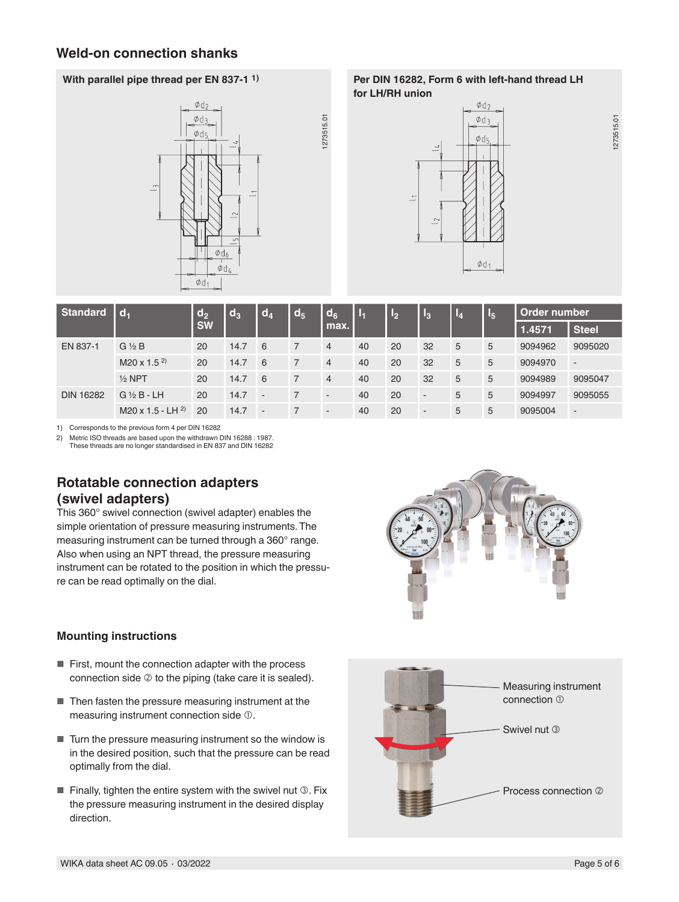## Weld-on connection shanks

**With parallel pipe thread per EN 837-1 [1)]**

**Per DIN 16282, Form 6 with left-hand thread LH for LH/RH union**

| Standard | $d_1$ | $d_2$ SW | $d_3$ | $d_4$ | $d_5$ | $d_6$ max. | $l_1$ | $l_2$ | $l_3$ | $l_4$ | $l_5$ | Order number | |
|---|---|---|---|---|---|---|---|---|---|---|---|---|---|
| | | | | | | | | | | | | 1.4571 | Steel |
| EN 837-1 | G ½ B | 20 | 14.7 | 6 | 7 | 4 | 40 | 20 | 32 | 5 | 5 | 9094962 | 9095020 |
| | M20 x 1.5 [2)] | 20 | 14.7 | 6 | 7 | 4 | 40 | 20 | 32 | 5 | 5 | 9094970 | - |
| | ½ NPT | 20 | 14.7 | 6 | 7 | 4 | 40 | 20 | 32 | 5 | 5 | 9094989 | 9095047 |
| DIN 16282 | G ½ B - LH | 20 | 14.7 | - | 7 | - | 40 | 20 | - | 5 | 5 | 9094997 | 9095055 |
| | M20 x 1.5 - LH [2)] | 20 | 14.7 | - | 7 | - | 40 | 20 | - | 5 | 5 | 9095004 | - |

1) Corresponds to the previous form 4 per DIN 16282

2) Metric ISO threads are based upon the withdrawn DIN 16288 : 1987. These threads are no longer standardised in EN 837 and DIN 16282

## Rotatable connection adapters (swivel adapters)

This 360° swivel connection (swivel adapter) enables the simple orientation of pressure measuring instruments. The measuring instrument can be turned through a 360° range. Also when using an NPT thread, the pressure measuring instrument can be rotated to the position in which the pressure can be read optimally on the dial.

### Mounting instructions

- First, mount the connection adapter with the process connection side ② to the piping (take care it is sealed).
- Then fasten the pressure measuring instrument at the measuring instrument connection side ①.
- Turn the pressure measuring instrument so the window is in the desired position, such that the pressure can be read optimally from the dial.
- Finally, tighten the entire system with the swivel nut ③. Fix the pressure measuring instrument in the desired display direction.

Measuring instrument connection ①

Swivel nut ③

Process connection ②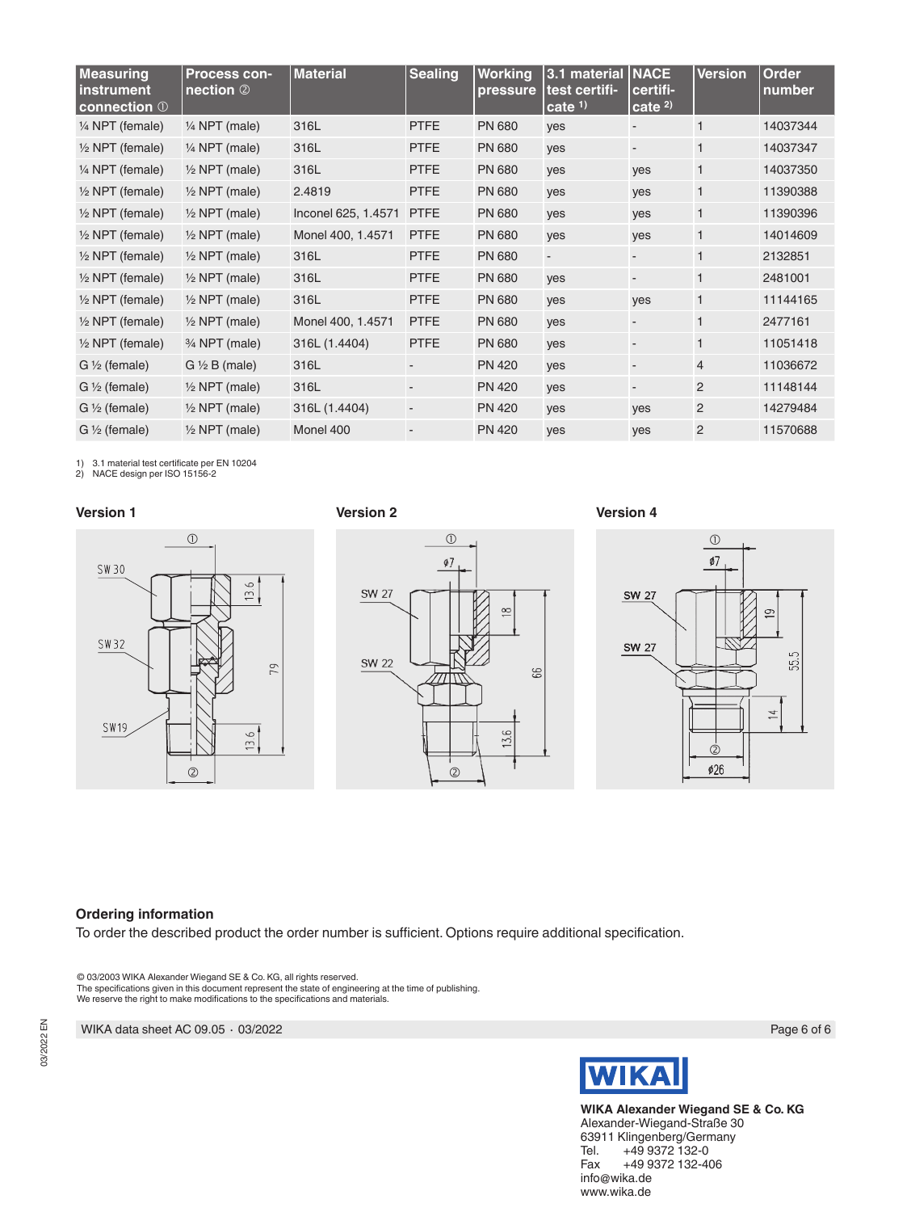| Measuring instrument connection ① | Process connection ② | Material | Sealing | Working pressure | 3.1 material test certificate 1) | NACE certificate 2) | Version | Order number |
|---|---|---|---|---|---|---|---|---|
| ¼ NPT (female) | ¼ NPT (male) | 316L | PTFE | PN 680 | yes | - | 1 | 14037344 |
| ½ NPT (female) | ¼ NPT (male) | 316L | PTFE | PN 680 | yes | - | 1 | 14037347 |
| ¼ NPT (female) | ½ NPT (male) | 316L | PTFE | PN 680 | yes | yes | 1 | 14037350 |
| ½ NPT (female) | ½ NPT (male) | 2.4819 | PTFE | PN 680 | yes | yes | 1 | 11390388 |
| ½ NPT (female) | ½ NPT (male) | Inconel 625, 1.4571 | PTFE | PN 680 | yes | yes | 1 | 11390396 |
| ½ NPT (female) | ½ NPT (male) | Monel 400, 1.4571 | PTFE | PN 680 | yes | yes | 1 | 14014609 |
| ½ NPT (female) | ½ NPT (male) | 316L | PTFE | PN 680 | - | - | 1 | 2132851 |
| ½ NPT (female) | ½ NPT (male) | 316L | PTFE | PN 680 | yes | - | 1 | 2481001 |
| ½ NPT (female) | ½ NPT (male) | 316L | PTFE | PN 680 | yes | yes | 1 | 11144165 |
| ½ NPT (female) | ½ NPT (male) | Monel 400, 1.4571 | PTFE | PN 680 | yes | - | 1 | 2477161 |
| ½ NPT (female) | ¾ NPT (male) | 316L (1.4404) | PTFE | PN 680 | yes | - | 1 | 11051418 |
| G ½ (female) | G ½ B (male) | 316L | - | PN 420 | yes | - | 4 | 11036672 |
| G ½ (female) | ½ NPT (male) | 316L | - | PN 420 | yes | - | 2 | 11148144 |
| G ½ (female) | ½ NPT (male) | 316L (1.4404) | - | PN 420 | yes | yes | 2 | 14279484 |
| G ½ (female) | ½ NPT (male) | Monel 400 | - | PN 420 | yes | yes | 2 | 11570688 |

1) 3.1 material test certificate per EN 10204
2) NACE design per ISO 15156-2

**Version 1**

①
SW 30
13.6
SW 32
79
SW19
13.6
②

**Version 2**

①
ø7
SW 27
18
SW 22
66
13.6
②

**Version 4**

①
ø7
SW 27
19
SW 27
55.5
14
②
ø26

### Ordering information

To order the described product the order number is sufficient. Options require additional specification.

© 03/2003 WIKA Alexander Wiegand SE & Co. KG, all rights reserved.
The specifications given in this document represent the state of engineering at the time of publishing.
We reserve the right to make modifications to the specifications and materials.

**WIKA Alexander Wiegand SE & Co. KG**
Alexander-Wiegand-Straße 30
63911 Klingenberg/Germany
Tel. +49 9372 132-0
Fax +49 9372 132-406
info@wika.de
www.wika.de